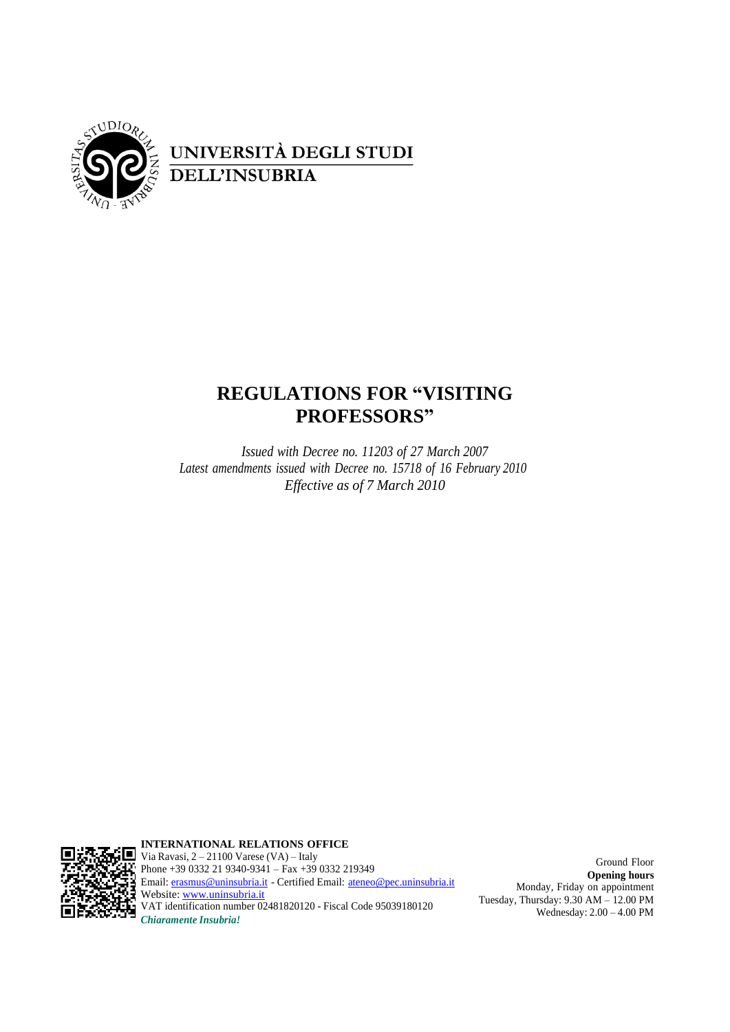UNIVERSITÀ DEGLI STUDI
DELL'INSUBRIA

# REGULATIONS FOR "VISITING PROFESSORS"

*Issued with Decree no. 11203 of 27 March 2007*
*Latest amendments issued with Decree no. 15718 of 16 February 2010*
*Effective as of 7 March 2010*

**INTERNATIONAL RELATIONS OFFICE**
Via Ravasi, 2 – 21100 Varese (VA) – Italy
Phone +39 0332 21 9340-9341 – Fax +39 0332 219349
Email: erasmus@uninsubria.it - Certified Email: ateneo@pec.uninsubria.it
Website: www.uninsubria.it
VAT identification number 02481820120 - Fiscal Code 95039180120
***Chiaramente Insubria!***

Ground Floor
**Opening hours**
Monday, Friday on appointment
Tuesday, Thursday: 9.30 AM – 12.00 PM
Wednesday: 2.00 – 4.00 PM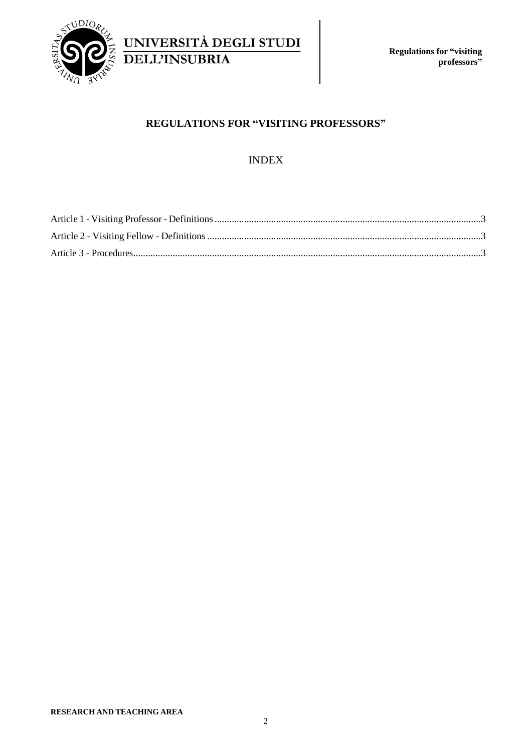# REGULATIONS FOR "VISITING PROFESSORS"

## INDEX

Article 1 - Visiting Professor - Definitions ........................................................................................................3

Article 2 - Visiting Fellow - Definitions ..............................................................................................................3

Article 3 - Procedures..........................................................................................................................................3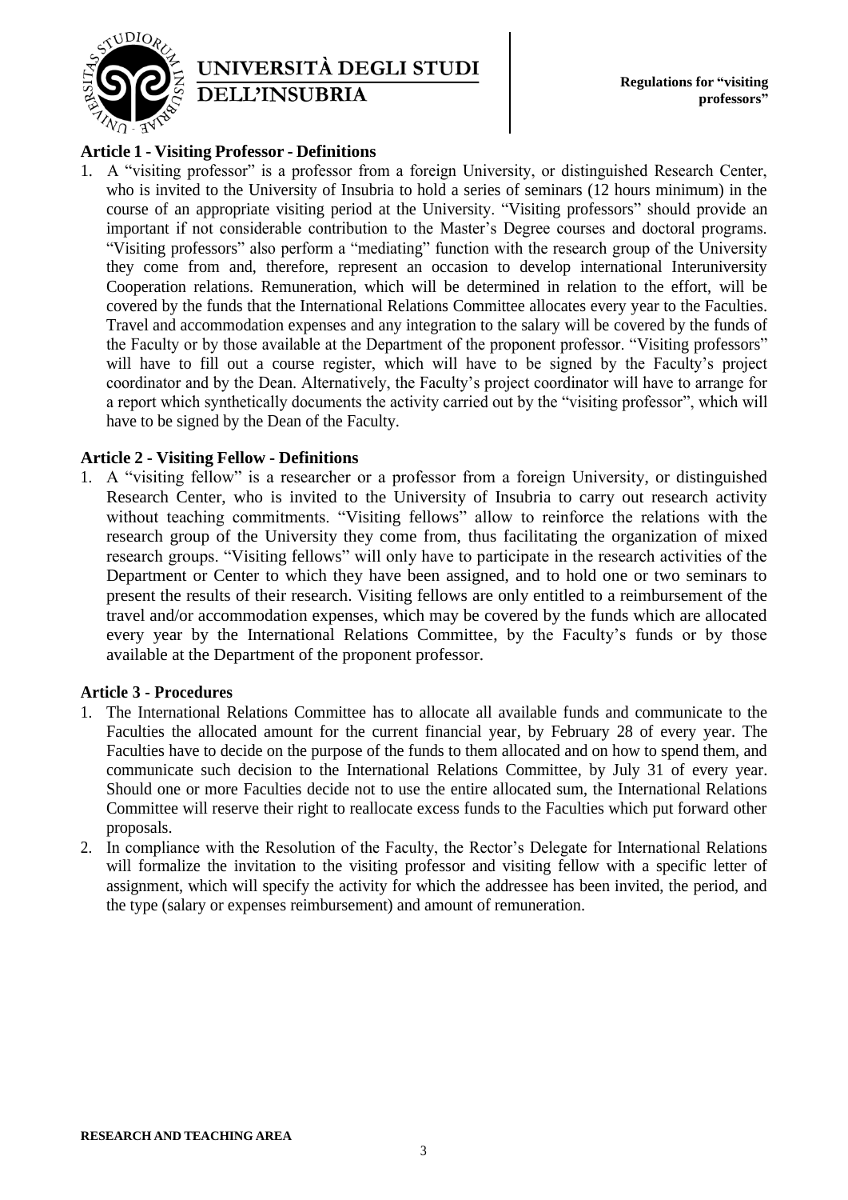### Article 1 - Visiting Professor - Definitions

1. A "visiting professor" is a professor from a foreign University, or distinguished Research Center, who is invited to the University of Insubria to hold a series of seminars (12 hours minimum) in the course of an appropriate visiting period at the University. "Visiting professors" should provide an important if not considerable contribution to the Master's Degree courses and doctoral programs. "Visiting professors" also perform a "mediating" function with the research group of the University they come from and, therefore, represent an occasion to develop international Interuniversity Cooperation relations. Remuneration, which will be determined in relation to the effort, will be covered by the funds that the International Relations Committee allocates every year to the Faculties. Travel and accommodation expenses and any integration to the salary will be covered by the funds of the Faculty or by those available at the Department of the proponent professor. "Visiting professors" will have to fill out a course register, which will have to be signed by the Faculty's project coordinator and by the Dean. Alternatively, the Faculty's project coordinator will have to arrange for a report which synthetically documents the activity carried out by the "visiting professor", which will have to be signed by the Dean of the Faculty.

### Article 2 - Visiting Fellow - Definitions

1. A "visiting fellow" is a researcher or a professor from a foreign University, or distinguished Research Center, who is invited to the University of Insubria to carry out research activity without teaching commitments. "Visiting fellows" allow to reinforce the relations with the research group of the University they come from, thus facilitating the organization of mixed research groups. "Visiting fellows" will only have to participate in the research activities of the Department or Center to which they have been assigned, and to hold one or two seminars to present the results of their research. Visiting fellows are only entitled to a reimbursement of the travel and/or accommodation expenses, which may be covered by the funds which are allocated every year by the International Relations Committee, by the Faculty's funds or by those available at the Department of the proponent professor.

### Article 3 - Procedures

1. The International Relations Committee has to allocate all available funds and communicate to the Faculties the allocated amount for the current financial year, by February 28 of every year. The Faculties have to decide on the purpose of the funds to them allocated and on how to spend them, and communicate such decision to the International Relations Committee, by July 31 of every year. Should one or more Faculties decide not to use the entire allocated sum, the International Relations Committee will reserve their right to reallocate excess funds to the Faculties which put forward other proposals.
2. In compliance with the Resolution of the Faculty, the Rector's Delegate for International Relations will formalize the invitation to the visiting professor and visiting fellow with a specific letter of assignment, which will specify the activity for which the addressee has been invited, the period, and the type (salary or expenses reimbursement) and amount of remuneration.